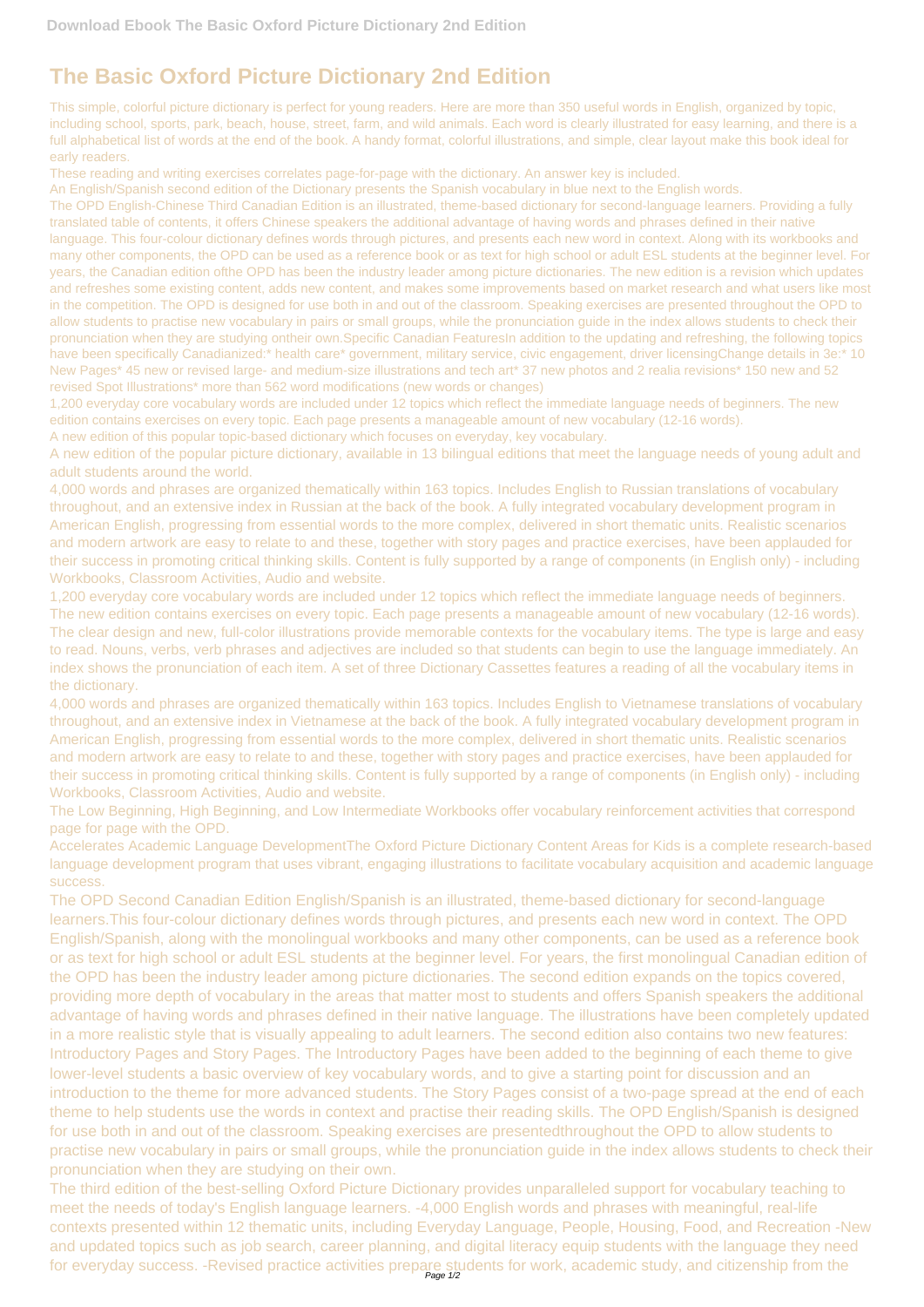# The Basic Oxford Picture Dictionary 2nd Edition

This simple, colorful picture dictionary is perfect for young readers. Here are more than 350 useful words in English, organized by topic, including school, sports, park, beach, house, street, farm, and wild animals. Each word is clearly illustrated for easy learning, and there is a full alphabetical list of words at the end of the book. A handy format, colorful illustrations, and simple, clear layout make this book ideal for early readers.

These reading and writing exercises correlates page-for-page with the dictionary. An answer key is included.

An English/Spanish second edition of the Dictionary presents the Spanish vocabulary in blue next to the English words.

The OPD English-Chinese Third Canadian Edition is an illustrated, theme-based dictionary for second-language learners. Providing a fully translated table of contents, it offers Chinese speakers the additional advantage of having words and phrases defined in their native language. This four-colour dictionary defines words through pictures, and presents each new word in context. Along with its workbooks and many other components, the OPD can be used as a reference book or as text for high school or adult ESL students at the beginner level. For years, the Canadian edition ofthe OPD has been the industry leader among picture dictionaries. The new edition is a revision which updates and refreshes some existing content, adds new content, and makes some improvements based on market research and what users like most in the competition. The OPD is designed for use both in and out of the classroom. Speaking exercises are presented throughout the OPD to allow students to practise new vocabulary in pairs or small groups, while the pronunciation guide in the index allows students to check their pronunciation when they are studying ontheir own.Specific Canadian FeaturesIn addition to the updating and refreshing, the following topics have been specifically Canadianized:* health care* government, military service, civic engagement, driver licensingChange details in 3e:* 10 New Pages* 45 new or revised large- and medium-size illustrations and tech art* 37 new photos and 2 realia revisions* 150 new and 52 revised Spot Illustrations* more than 562 word modifications (new words or changes)

1,200 everyday core vocabulary words are included under 12 topics which reflect the immediate language needs of beginners. The new edition contains exercises on every topic. Each page presents a manageable amount of new vocabulary (12-16 words).

A new edition of this popular topic-based dictionary which focuses on everyday, key vocabulary.

A new edition of the popular picture dictionary, available in 13 bilingual editions that meet the language needs of young adult and adult students around the world.

4,000 words and phrases are organized thematically within 163 topics. Includes English to Russian translations of vocabulary throughout, and an extensive index in Russian at the back of the book. A fully integrated vocabulary development program in American English, progressing from essential words to the more complex, delivered in short thematic units. Realistic scenarios and modern artwork are easy to relate to and these, together with story pages and practice exercises, have been applauded for their success in promoting critical thinking skills. Content is fully supported by a range of components (in English only) - including Workbooks, Classroom Activities, Audio and website.

1,200 everyday core vocabulary words are included under 12 topics which reflect the immediate language needs of beginners. The new edition contains exercises on every topic. Each page presents a manageable amount of new vocabulary (12-16 words). The clear design and new, full-color illustrations provide memorable contexts for the vocabulary items. The type is large and easy to read. Nouns, verbs, verb phrases and adjectives are included so that students can begin to use the language immediately. An index shows the pronunciation of each item. A set of three Dictionary Cassettes features a reading of all the vocabulary items in the dictionary.

4,000 words and phrases are organized thematically within 163 topics. Includes English to Vietnamese translations of vocabulary throughout, and an extensive index in Vietnamese at the back of the book. A fully integrated vocabulary development program in American English, progressing from essential words to the more complex, delivered in short thematic units. Realistic scenarios and modern artwork are easy to relate to and these, together with story pages and practice exercises, have been applauded for their success in promoting critical thinking skills. Content is fully supported by a range of components (in English only) - including Workbooks, Classroom Activities, Audio and website.

The Low Beginning, High Beginning, and Low Intermediate Workbooks offer vocabulary reinforcement activities that correspond page for page with the OPD.

Accelerates Academic Language DevelopmentThe Oxford Picture Dictionary Content Areas for Kids is a complete research-based language development program that uses vibrant, engaging illustrations to facilitate vocabulary acquisition and academic language success.

The OPD Second Canadian Edition English/Spanish is an illustrated, theme-based dictionary for second-language learners.This four-colour dictionary defines words through pictures, and presents each new word in context. The OPD English/Spanish, along with the monolingual workbooks and many other components, can be used as a reference book or as text for high school or adult ESL students at the beginner level. For years, the first monolingual Canadian edition of the OPD has been the industry leader among picture dictionaries. The second edition expands on the topics covered, providing more depth of vocabulary in the areas that matter most to students and offers Spanish speakers the additional advantage of having words and phrases defined in their native language. The illustrations have been completely updated in a more realistic style that is visually appealing to adult learners. The second edition also contains two new features: Introductory Pages and Story Pages. The Introductory Pages have been added to the beginning of each theme to give lower-level students a basic overview of key vocabulary words, and to give a starting point for discussion and an introduction to the theme for more advanced students. The Story Pages consist of a two-page spread at the end of each theme to help students use the words in context and practise their reading skills. The OPD English/Spanish is designed for use both in and out of the classroom. Speaking exercises are presentedthroughout the OPD to allow students to practise new vocabulary in pairs or small groups, while the pronunciation guide in the index allows students to check their pronunciation when they are studying on their own.

The third edition of the best-selling Oxford Picture Dictionary provides unparalleled support for vocabulary teaching to meet the needs of today's English language learners. -4,000 English words and phrases with meaningful, real-life contexts presented within 12 thematic units, including Everyday Language, People, Housing, Food, and Recreation -New and updated topics such as job search, career planning, and digital literacy equip students with the language they need for everyday success. -Revised practice activities prepare students for work, academic study, and citizenship from the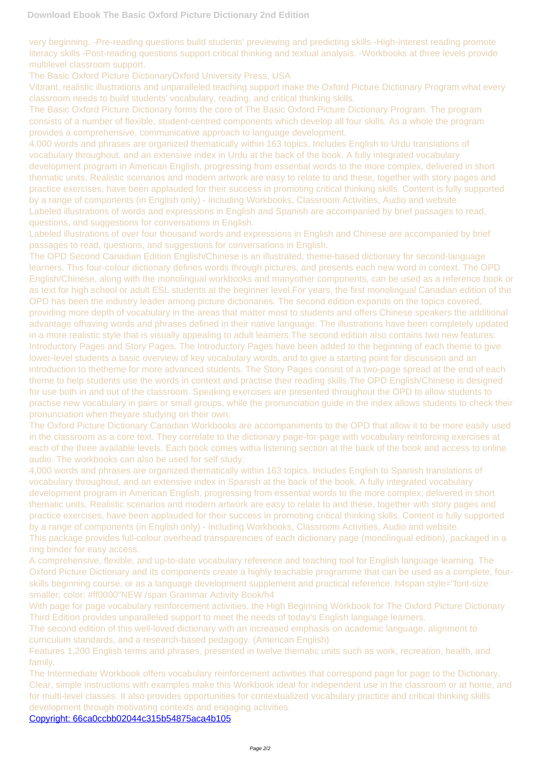very beginning. -Pre-reading questions build students' previewing and predicting skills -High-interest reading promote literacy skills -Post-reading questions support critical thinking and textual analysis. -Workbooks at three levels provide multilevel classroom support.

The Basic Oxford Picture DictionaryOxford University Press, USA

Vibrant, realistic illustrations and unparalleled teaching support make the Oxford Picture Dictionary Program what every classroom needs to build students' vocabulary, reading, and critical thinking skills.

The Basic Oxford Picture Dictionary forms the core of The Basic Oxford Picture Dictionary Program. The program consists of a number of flexible, student-centred components which develop all four skills. As a whole the program provides a comprehensive, communicative approach to language development.

4,000 words and phrases are organized thematically within 163 topics. Includes English to Urdu translations of vocabulary throughout, and an extensive index in Urdu at the back of the book. A fully integrated vocabulary development program in American English, progressing from essential words to the more complex, delivered in short thematic units. Realistic scenarios and modern artwork are easy to relate to and these, together with story pages and practice exercises, have been applauded for their success in promoting critical thinking skills. Content is fully supported by a range of components (in English only) - including Workbooks, Classroom Activities, Audio and website.

Labeled illustrations of words and expressions in English and Spanish are accompanied by brief passages to read, questions, and suggestions for conversations in English.

Labeled illustrations of over four thousand words and expressions in English and Chinese are accompanied by brief passages to read, questions, and suggestions for conversations in English.

The OPD Second Canadian Edition English/Chinese is an illustrated, theme-based dictionary for second-language learners. This four-colour dictionary defines words through pictures, and presents each new word in context. The OPD English/Chinese, along with the monolingual workbooks and manyother components, can be used as a reference book or as text for high school or adult ESL students at the beginner level.For years, the first monolingual Canadian edition of the OPD has been the industry leader among picture dictionaries. The second edition expands on the topics covered, providing more depth of vocabulary in the areas that matter most to students and offers Chinese speakers the additional advantage ofhaving words and phrases defined in their native language. The illustrations have been completely updated in a more realistic style that is visually appealing to adult learners.The second edition also contains two new features: Introductory Pages and Story Pages. The Introductory Pages have been added to the beginning of each theme to give lower-level students a basic overview of key vocabulary words, and to give a starting point for discussion and an introduction to thetheme for more advanced students. The Story Pages consist of a two-page spread at the end of each theme to help students use the words in context and practise their reading skills.The OPD English/Chinese is designed for use both in and out of the classroom. Speaking exercises are presented throughout the OPD to allow students to practise new vocabulary in pairs or small groups, while the pronunciation guide in the index allows students to check their pronunciation when theyare studying on their own.

The Oxford Picture Dictionary Canadian Workbooks are accompaniments to the OPD that allow it to be more easily used in the classroom as a core text. They correlate to the dictionary page-for-page with vocabulary reinforcing exercises at each of the three available levels. Each book comes witha listening section at the back of the book and access to online audio. The workbooks can also be used for self study.

4,000 words and phrases are organized thematically within 163 topics. Includes English to Spanish translations of vocabulary throughout, and an extensive index in Spanish at the back of the book. A fully integrated vocabulary development program in American English, progressing from essential words to the more complex, delivered in short thematic units. Realistic scenarios and modern artwork are easy to relate to and these, together with story pages and practice exercises, have been applauded for their success in promoting critical thinking skills. Content is fully supported by a range of components (in English only) - including Workbooks, Classroom Activities, Audio and website.

This package provides full-colour overhead transparencies of each dictionary page (monolingual edition), packaged in a ring binder for easy access.

A comprehensive, flexible, and up-to-date vocabulary reference and teaching tool for English language learning. The Oxford Picture Dictionary and its components create a highly teachable programme that can be used as a complete, four-skills beginning course, or as a language development supplement and practical reference. h4span style="font-size: smaller; color: #ff0000"NEW /span Grammar Activity Book/h4

With page for page vocabulary reinforcement activities, the High Beginning Workbook for The Oxford Picture Dictionary Third Edition provides unparalleled support to meet the needs of today's English language learners.

The second edition of this well-loved dictionary with an increased emphasis on academic language, alignment to curriculum standards, and a research-based pedagogy. (American English)

Features 1,200 English terms and phrases, presented in twelve thematic units such as work, recreation, health, and family.

The Intermediate Workbook offers vocabulary reinforcement activities that correspond page for page to the Dictionary. Clear, simple instructions with examples make this Workbook ideal for independent use in the classroom or at home, and for multi-level classes. It also provides opportunities for contextualized vocabulary practice and critical thinking skills development through motivating contexts and engaging activities.

Copyright: 66ca0ccbb02044c315b54875aca4b105